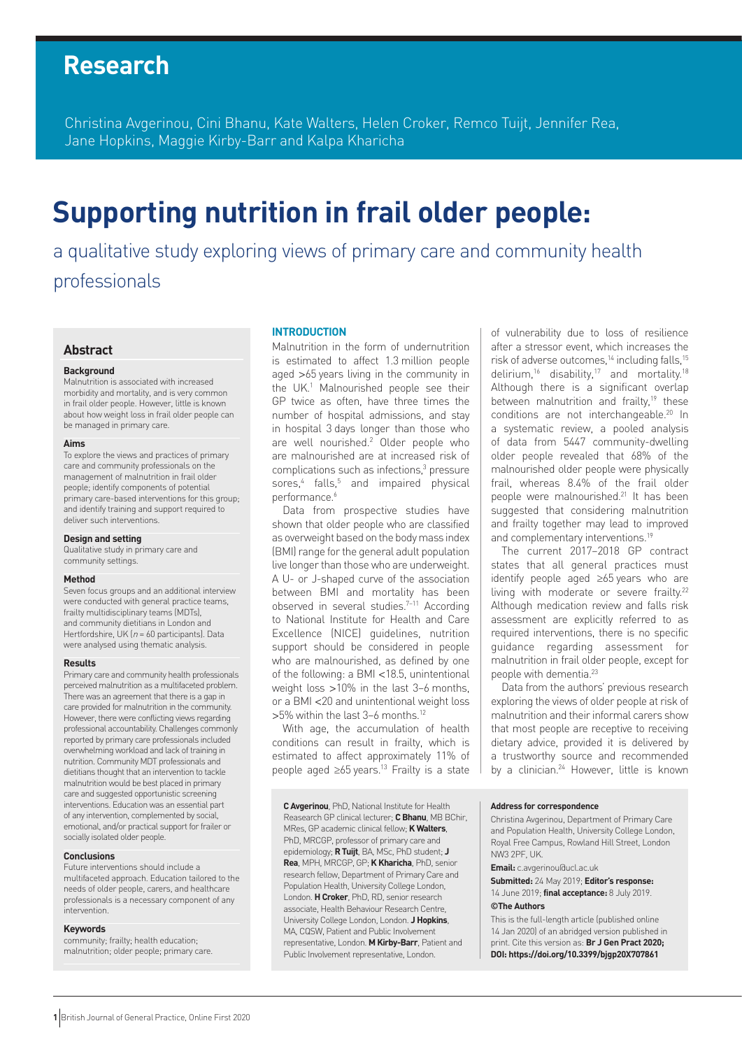# Research

Christina Avgerinou, Cini Bhanu, Kate Walters, Helen Croker, Remco Tuijt, Jennifer Rea, Jane Hopkins, Maggie Kirby-Barr and Kalpa Kharicha

# Supporting nutrition in frail older people:

## a qualitative study exploring views of primary care and community health professionals

## Abstract

### Background

Malnutrition is associated with increased morbidity and mortality, and is very common in frail older people. However, little is known about how weight loss in frail older people can be managed in primary care.

### Aims

To explore the views and practices of primary care and community professionals on the management of malnutrition in frail older people; identify components of potential primary care-based interventions for this group; and identify training and support required to deliver such interventions.

### Design and setting

Qualitative study in primary care and community settings.

### Method

Seven focus groups and an additional interview were conducted with general practice teams, frailty multidisciplinary teams (MDTs), and community dietitians in London and Hertfordshire, UK ($n = 60$ participants). Data were analysed using thematic analysis.

### Results

Primary care and community health professionals perceived malnutrition as a multifaceted problem. There was an agreement that there is a gap in care provided for malnutrition in the community. However, there were conflicting views regarding professional accountability. Challenges commonly reported by primary care professionals included overwhelming workload and lack of training in nutrition. Community MDT professionals and dietitians thought that an intervention to tackle malnutrition would be best placed in primary care and suggested opportunistic screening interventions. Education was an essential part of any intervention, complemented by social, emotional, and/or practical support for frailer or socially isolated older people.

### Conclusions

Future interventions should include a multifaceted approach. Education tailored to the needs of older people, carers, and healthcare professionals is a necessary component of any intervention.

### Keywords

community; frailty; health education; malnutrition; older people; primary care.

## INTRODUCTION

Malnutrition in the form of undernutrition is estimated to affect 1.3 million people aged >65 years living in the community in the UK.[1] Malnourished people see their GP twice as often, have three times the number of hospital admissions, and stay in hospital 3 days longer than those who are well nourished.[2] Older people who are malnourished are at increased risk of complications such as infections,[3] pressure sores,[4] falls,[5] and impaired physical performance.[6]

Data from prospective studies have shown that older people who are classified as overweight based on the body mass index (BMI) range for the general adult population live longer than those who are underweight. A U- or J-shaped curve of the association between BMI and mortality has been observed in several studies.[7–11] According to National Institute for Health and Care Excellence (NICE) guidelines, nutrition support should be considered in people who are malnourished, as defined by one of the following: a BMI <18.5, unintentional weight loss >10% in the last 3–6 months, or a BMI <20 and unintentional weight loss >5% within the last 3–6 months.[12]

With age, the accumulation of health conditions can result in frailty, which is estimated to affect approximately 11% of people aged ≥65 years.[13] Frailty is a state of vulnerability due to loss of resilience after a stressor event, which increases the risk of adverse outcomes,[14] including falls,[15] delirium,[16] disability,[17] and mortality.[18] Although there is a significant overlap between malnutrition and frailty,[19] these conditions are not interchangeable.[20] In a systematic review, a pooled analysis of data from 5447 community-dwelling older people revealed that 68% of the malnourished older people were physically frail, whereas 8.4% of the frail older people were malnourished.[21] It has been suggested that considering malnutrition and frailty together may lead to improved and complementary interventions.[19]

The current 2017–2018 GP contract states that all general practices must identify people aged ≥65 years who are living with moderate or severe frailty.[22] Although medication review and falls risk assessment are explicitly referred to as required interventions, there is no specific guidance regarding assessment for malnutrition in frail older people, except for people with dementia.[23]

Data from the authors' previous research exploring the views of older people at risk of malnutrition and their informal carers show that most people are receptive to receiving dietary advice, provided it is delivered by a trustworthy source and recommended by a clinician.[24] However, little is known

**C Avgerinou**, PhD, National Institute for Health Reasearch GP clinical lecturer; **C Bhanu**, MB BChir, MRes, GP academic clinical fellow; **K Walters**, PhD, MRCGP, professor of primary care and epidemiology; **R Tuijt**, BA, MSc, PhD student; **J Rea**, MPH, MRCGP, GP; **K Kharicha**, PhD, senior research fellow, Department of Primary Care and Population Health, University College London, London. **H Croker**, PhD, RD, senior research associate, Health Behaviour Research Centre, University College London, London. **J Hopkins**, MA, CQSW, Patient and Public Involvement representative, London. **M Kirby-Barr**, Patient and Public Involvement representative, London.

**Address for correspondence**

Christina Avgerinou, Department of Primary Care and Population Health, University College London, Royal Free Campus, Rowland Hill Street, London NW3 2PF, UK.

**Email:** c.avgerinou@ucl.ac.uk

**Submitted:** 24 May 2019; **Editor's response:** 14 June 2019; **final acceptance:** 8 July 2019.

**©The Authors**

This is the full-length article (published online 14 Jan 2020) of an abridged version published in print. Cite this version as: **Br J Gen Pract 2020; DOI: https://doi.org/10.3399/bjgp20X707861**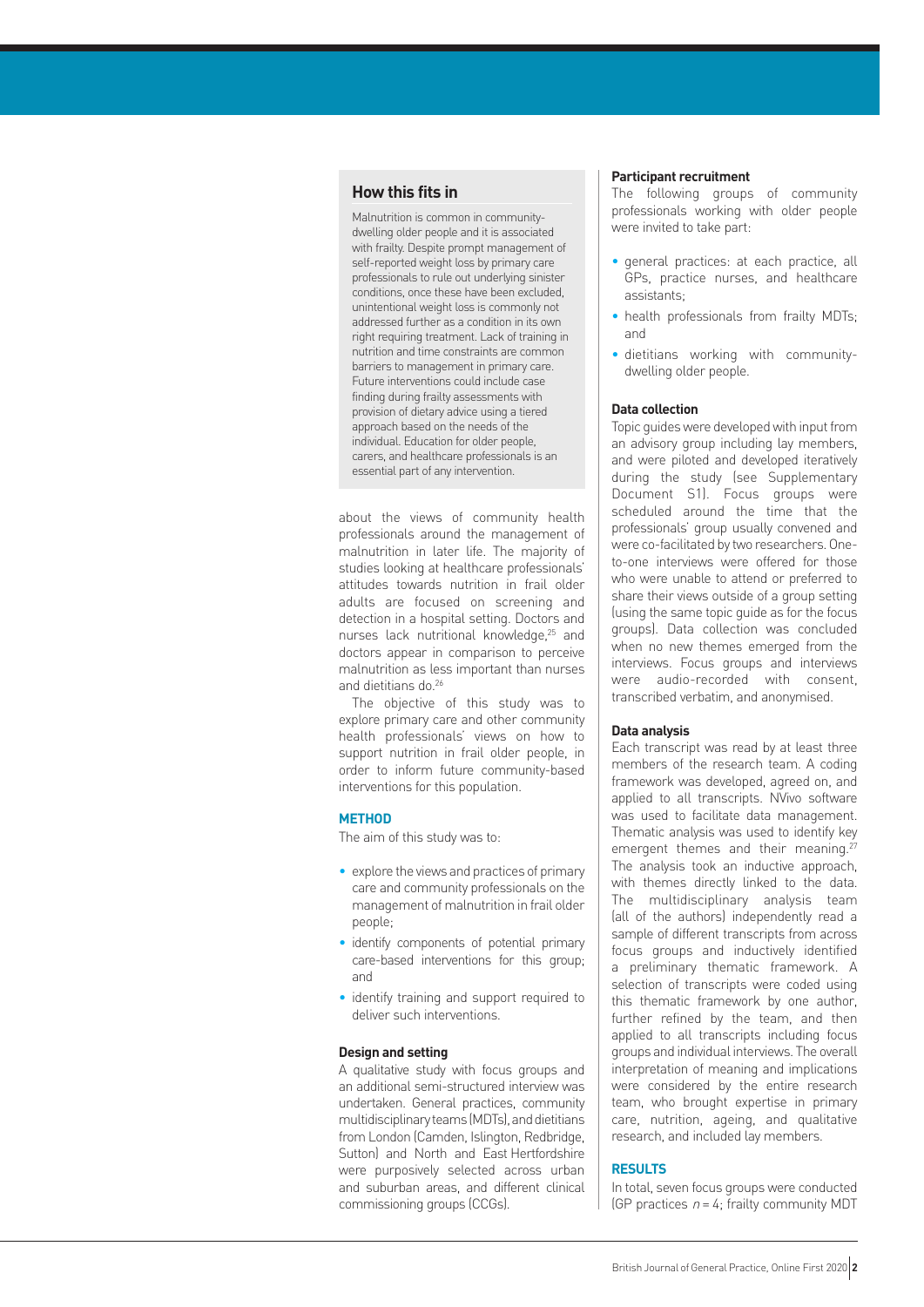## How this fits in

Malnutrition is common in community-dwelling older people and it is associated with frailty. Despite prompt management of self-reported weight loss by primary care professionals to rule out underlying sinister conditions, once these have been excluded, unintentional weight loss is commonly not addressed further as a condition in its own right requiring treatment. Lack of training in nutrition and time constraints are common barriers to management in primary care. Future interventions could include case finding during frailty assessments with provision of dietary advice using a tiered approach based on the needs of the individual. Education for older people, carers, and healthcare professionals is an essential part of any intervention.

about the views of community health professionals around the management of malnutrition in later life. The majority of studies looking at healthcare professionals' attitudes towards nutrition in frail older adults are focused on screening and detection in a hospital setting. Doctors and nurses lack nutritional knowledge,[25] and doctors appear in comparison to perceive malnutrition as less important than nurses and dietitians do.[26]

The objective of this study was to explore primary care and other community health professionals' views on how to support nutrition in frail older people, in order to inform future community-based interventions for this population.

## METHOD

The aim of this study was to:

- explore the views and practices of primary care and community professionals on the management of malnutrition in frail older people;
- identify components of potential primary care-based interventions for this group; and
- identify training and support required to deliver such interventions.

### Design and setting

A qualitative study with focus groups and an additional semi-structured interview was undertaken. General practices, community multidisciplinary teams (MDTs), and dietitians from London (Camden, Islington, Redbridge, Sutton) and North and East Hertfordshire were purposively selected across urban and suburban areas, and different clinical commissioning groups (CCGs).

### Participant recruitment

The following groups of community professionals working with older people were invited to take part:

- general practices: at each practice, all GPs, practice nurses, and healthcare assistants;
- health professionals from frailty MDTs; and
- dietitians working with community-dwelling older people.

### Data collection

Topic guides were developed with input from an advisory group including lay members, and were piloted and developed iteratively during the study (see Supplementary Document S1). Focus groups were scheduled around the time that the professionals' group usually convened and were co-facilitated by two researchers. One-to-one interviews were offered for those who were unable to attend or preferred to share their views outside of a group setting (using the same topic guide as for the focus groups). Data collection was concluded when no new themes emerged from the interviews. Focus groups and interviews were audio-recorded with consent, transcribed verbatim, and anonymised.

### Data analysis

Each transcript was read by at least three members of the research team. A coding framework was developed, agreed on, and applied to all transcripts. NVivo software was used to facilitate data management. Thematic analysis was used to identify key emergent themes and their meaning.[27] The analysis took an inductive approach, with themes directly linked to the data. The multidisciplinary analysis team (all of the authors) independently read a sample of different transcripts from across focus groups and inductively identified a preliminary thematic framework. A selection of transcripts were coded using this thematic framework by one author, further refined by the team, and then applied to all transcripts including focus groups and individual interviews. The overall interpretation of meaning and implications were considered by the entire research team, who brought expertise in primary care, nutrition, ageing, and qualitative research, and included lay members.

## RESULTS

In total, seven focus groups were conducted (GP practices $n = 4$; frailty community MDT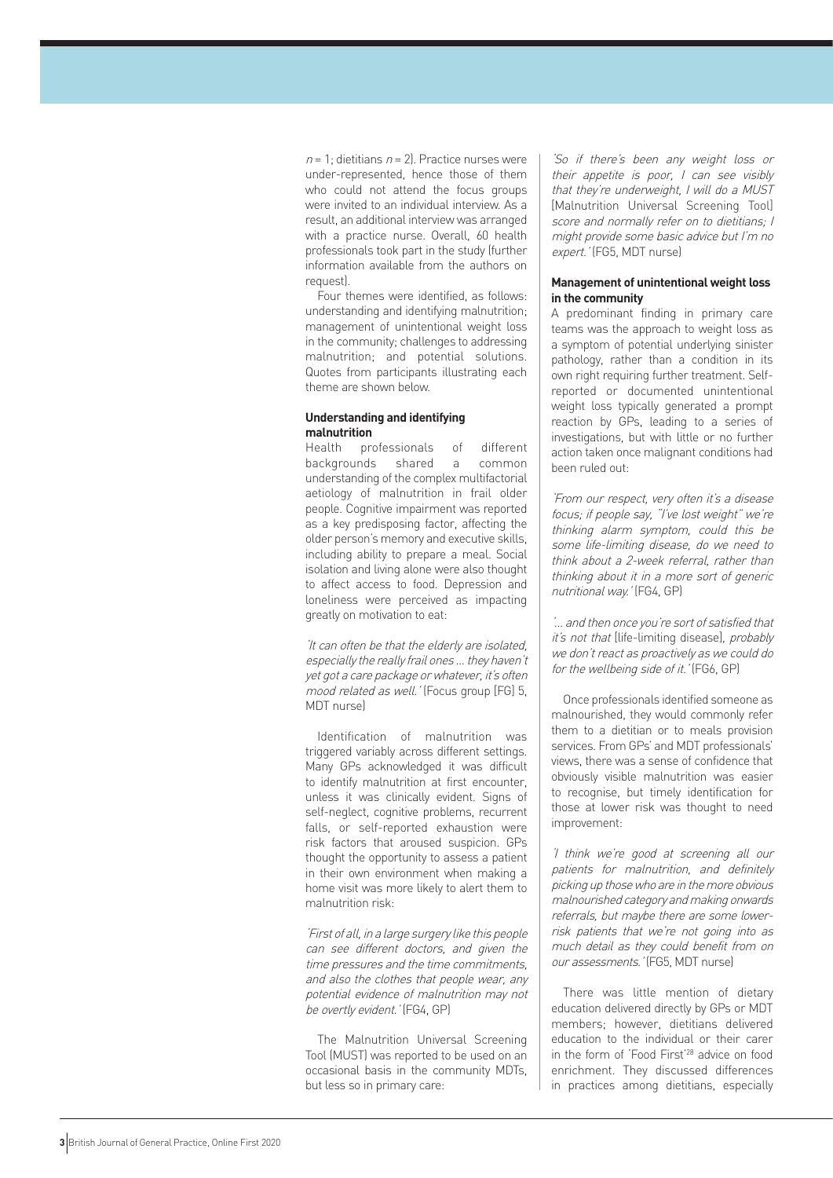$n = 1$; dietitians $n = 2$). Practice nurses were under-represented, hence those of them who could not attend the focus groups were invited to an individual interview. As a result, an additional interview was arranged with a practice nurse. Overall, 60 health professionals took part in the study (further information available from the authors on request).

Four themes were identified, as follows: understanding and identifying malnutrition; management of unintentional weight loss in the community; challenges to addressing malnutrition; and potential solutions. Quotes from participants illustrating each theme are shown below.

### Understanding and identifying malnutrition

Health professionals of different backgrounds shared a common understanding of the complex multifactorial aetiology of malnutrition in frail older people. Cognitive impairment was reported as a key predisposing factor, affecting the older person's memory and executive skills, including ability to prepare a meal. Social isolation and living alone were also thought to affect access to food. Depression and loneliness were perceived as impacting greatly on motivation to eat:

*'It can often be that the elderly are isolated, especially the really frail ones … they haven't yet got a care package or whatever, it's often mood related as well.'* (Focus group [FG] 5, MDT nurse)

Identification of malnutrition was triggered variably across different settings. Many GPs acknowledged it was difficult to identify malnutrition at first encounter, unless it was clinically evident. Signs of self-neglect, cognitive problems, recurrent falls, or self-reported exhaustion were risk factors that aroused suspicion. GPs thought the opportunity to assess a patient in their own environment when making a home visit was more likely to alert them to malnutrition risk:

*'First of all, in a large surgery like this people can see different doctors, and given the time pressures and the time commitments, and also the clothes that people wear, any potential evidence of malnutrition may not be overtly evident.'* (FG4, GP)

The Malnutrition Universal Screening Tool (MUST) was reported to be used on an occasional basis in the community MDTs, but less so in primary care:

*'So if there's been any weight loss or their appetite is poor, I can see visibly that they're underweight, I will do a MUST* [Malnutrition Universal Screening Tool] *score and normally refer on to dietitians; I might provide some basic advice but I'm no expert.'* (FG5, MDT nurse)

### Management of unintentional weight loss in the community

A predominant finding in primary care teams was the approach to weight loss as a symptom of potential underlying sinister pathology, rather than a condition in its own right requiring further treatment. Self-reported or documented unintentional weight loss typically generated a prompt reaction by GPs, leading to a series of investigations, but with little or no further action taken once malignant conditions had been ruled out:

*'From our respect, very often it's a disease focus; if people say, "I've lost weight" we're thinking alarm symptom, could this be some life-limiting disease, do we need to think about a 2-week referral, rather than thinking about it in a more sort of generic nutritional way.'* (FG4, GP)

*'… and then once you're sort of satisfied that it's not that* [life-limiting disease], *probably we don't react as proactively as we could do for the wellbeing side of it.'* (FG6, GP)

Once professionals identified someone as malnourished, they would commonly refer them to a dietitian or to meals provision services. From GPs' and MDT professionals' views, there was a sense of confidence that obviously visible malnutrition was easier to recognise, but timely identification for those at lower risk was thought to need improvement:

*'I think we're good at screening all our patients for malnutrition, and definitely picking up those who are in the more obvious malnourished category and making onwards referrals, but maybe there are some lower-risk patients that we're not going into as much detail as they could benefit from on our assessments.'* (FG5, MDT nurse)

There was little mention of dietary education delivered directly by GPs or MDT members; however, dietitians delivered education to the individual or their carer in the form of 'Food First'[28] advice on food enrichment. They discussed differences in practices among dietitians, especially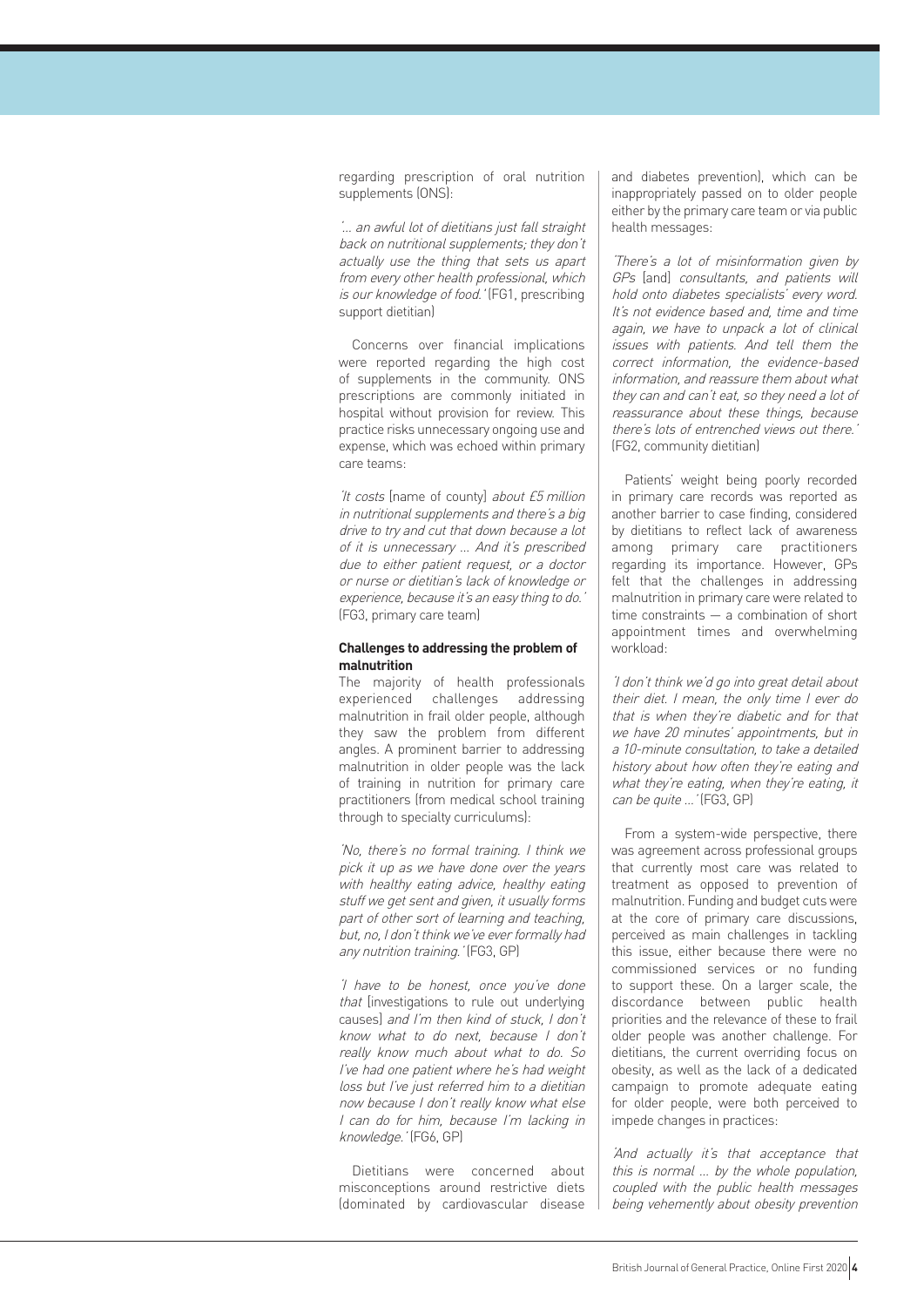regarding prescription of oral nutrition supplements (ONS):

*'... an awful lot of dietitians just fall straight back on nutritional supplements; they don't actually use the thing that sets us apart from every other health professional, which is our knowledge of food.'* (FG1, prescribing support dietitian)

Concerns over financial implications were reported regarding the high cost of supplements in the community. ONS prescriptions are commonly initiated in hospital without provision for review. This practice risks unnecessary ongoing use and expense, which was echoed within primary care teams:

*'It costs* [name of county] *about £5 million in nutritional supplements and there's a big drive to try and cut that down because a lot of it is unnecessary ... And it's prescribed due to either patient request, or a doctor or nurse or dietitian's lack of knowledge or experience, because it's an easy thing to do.'* (FG3, primary care team)

**Challenges to addressing the problem of malnutrition**

The majority of health professionals experienced challenges addressing malnutrition in frail older people, although they saw the problem from different angles. A prominent barrier to addressing malnutrition in older people was the lack of training in nutrition for primary care practitioners (from medical school training through to specialty curriculums):

*'No, there's no formal training. I think we pick it up as we have done over the years with healthy eating advice, healthy eating stuff we get sent and given, it usually forms part of other sort of learning and teaching, but, no, I don't think we've ever formally had any nutrition training.'* (FG3, GP)

*'I have to be honest, once you've done that* [investigations to rule out underlying causes] *and I'm then kind of stuck, I don't know what to do next, because I don't really know much about what to do. So I've had one patient where he's had weight loss but I've just referred him to a dietitian now because I don't really know what else I can do for him, because I'm lacking in knowledge.'* (FG6, GP)

Dietitians were concerned about misconceptions around restrictive diets (dominated by cardiovascular disease and diabetes prevention), which can be inappropriately passed on to older people either by the primary care team or via public health messages:

*'There's a lot of misinformation given by GPs* [and] *consultants, and patients will hold onto diabetes specialists' every word. It's not evidence based and, time and time again, we have to unpack a lot of clinical issues with patients. And tell them the correct information, the evidence-based information, and reassure them about what they can and can't eat, so they need a lot of reassurance about these things, because there's lots of entrenched views out there.'* (FG2, community dietitian)

Patients' weight being poorly recorded in primary care records was reported as another barrier to case finding, considered by dietitians to reflect lack of awareness among primary care practitioners regarding its importance. However, GPs felt that the challenges in addressing malnutrition in primary care were related to time constraints — a combination of short appointment times and overwhelming workload:

*'I don't think we'd go into great detail about their diet. I mean, the only time I ever do that is when they're diabetic and for that we have 20 minutes' appointments, but in a 10-minute consultation, to take a detailed history about how often they're eating and what they're eating, when they're eating, it can be quite ...'* (FG3, GP)

From a system-wide perspective, there was agreement across professional groups that currently most care was related to treatment as opposed to prevention of malnutrition. Funding and budget cuts were at the core of primary care discussions, perceived as main challenges in tackling this issue, either because there were no commissioned services or no funding to support these. On a larger scale, the discordance between public health priorities and the relevance of these to frail older people was another challenge. For dietitians, the current overriding focus on obesity, as well as the lack of a dedicated campaign to promote adequate eating for older people, were both perceived to impede changes in practices:

*'And actually it's that acceptance that this is normal ... by the whole population, coupled with the public health messages being vehemently about obesity prevention*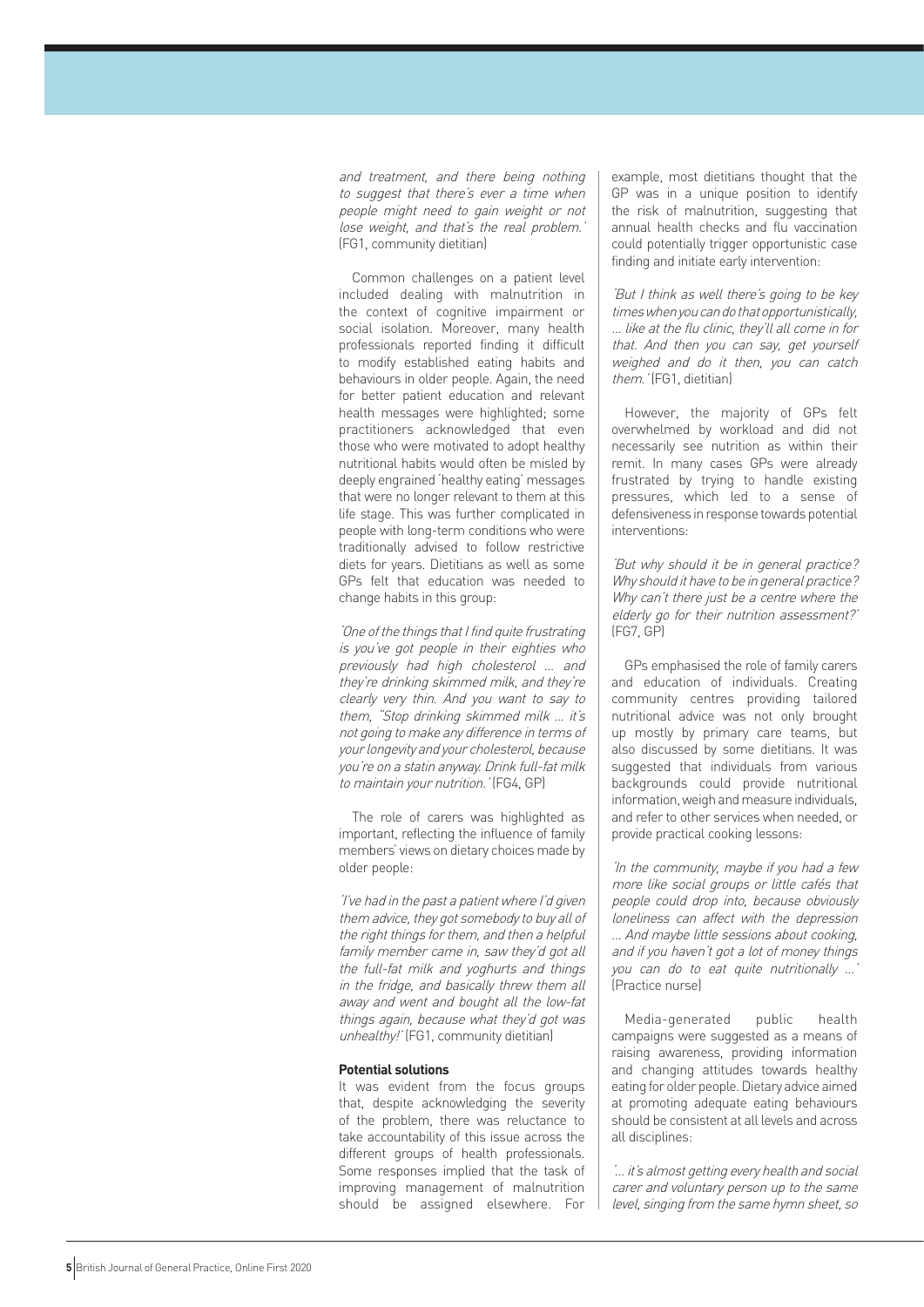*and treatment, and there being nothing to suggest that there's ever a time when people might need to gain weight or not lose weight, and that's the real problem.'* (FG1, community dietitian)

Common challenges on a patient level included dealing with malnutrition in the context of cognitive impairment or social isolation. Moreover, many health professionals reported finding it difficult to modify established eating habits and behaviours in older people. Again, the need for better patient education and relevant health messages were highlighted; some practitioners acknowledged that even those who were motivated to adopt healthy nutritional habits would often be misled by deeply engrained 'healthy eating' messages that were no longer relevant to them at this life stage. This was further complicated in people with long-term conditions who were traditionally advised to follow restrictive diets for years. Dietitians as well as some GPs felt that education was needed to change habits in this group:

*'One of the things that I find quite frustrating is you've got people in their eighties who previously had high cholesterol … and they're drinking skimmed milk, and they're clearly very thin. And you want to say to them, "Stop drinking skimmed milk … it's not going to make any difference in terms of your longevity and your cholesterol, because you're on a statin anyway. Drink full-fat milk to maintain your nutrition.'* (FG4, GP)

The role of carers was highlighted as important, reflecting the influence of family members' views on dietary choices made by older people:

*'I've had in the past a patient where I'd given them advice, they got somebody to buy all of the right things for them, and then a helpful family member came in, saw they'd got all the full-fat milk and yoghurts and things in the fridge, and basically threw them all away and went and bought all the low-fat things again, because what they'd got was unhealthy!'* (FG1, community dietitian)

**Potential solutions**

It was evident from the focus groups that, despite acknowledging the severity of the problem, there was reluctance to take accountability of this issue across the different groups of health professionals. Some responses implied that the task of improving management of malnutrition should be assigned elsewhere. For example, most dietitians thought that the GP was in a unique position to identify the risk of malnutrition, suggesting that annual health checks and flu vaccination could potentially trigger opportunistic case finding and initiate early intervention:

*'But I think as well there's going to be key times when you can do that opportunistically, … like at the flu clinic, they'll all come in for that. And then you can say, get yourself weighed and do it then, you can catch them.'* (FG1, dietitian)

However, the majority of GPs felt overwhelmed by workload and did not necessarily see nutrition as within their remit. In many cases GPs were already frustrated by trying to handle existing pressures, which led to a sense of defensiveness in response towards potential interventions:

*'But why should it be in general practice? Why should it have to be in general practice? Why can't there just be a centre where the elderly go for their nutrition assessment?'* (FG7, GP)

GPs emphasised the role of family carers and education of individuals. Creating community centres providing tailored nutritional advice was not only brought up mostly by primary care teams, but also discussed by some dietitians. It was suggested that individuals from various backgrounds could provide nutritional information, weigh and measure individuals, and refer to other services when needed, or provide practical cooking lessons:

*'In the community, maybe if you had a few more like social groups or little cafés that people could drop into, because obviously loneliness can affect with the depression … And maybe little sessions about cooking, and if you haven't got a lot of money things you can do to eat quite nutritionally …'* (Practice nurse)

Media-generated public health campaigns were suggested as a means of raising awareness, providing information and changing attitudes towards healthy eating for older people. Dietary advice aimed at promoting adequate eating behaviours should be consistent at all levels and across all disciplines:

*'… it's almost getting every health and social carer and voluntary person up to the same level, singing from the same hymn sheet, so*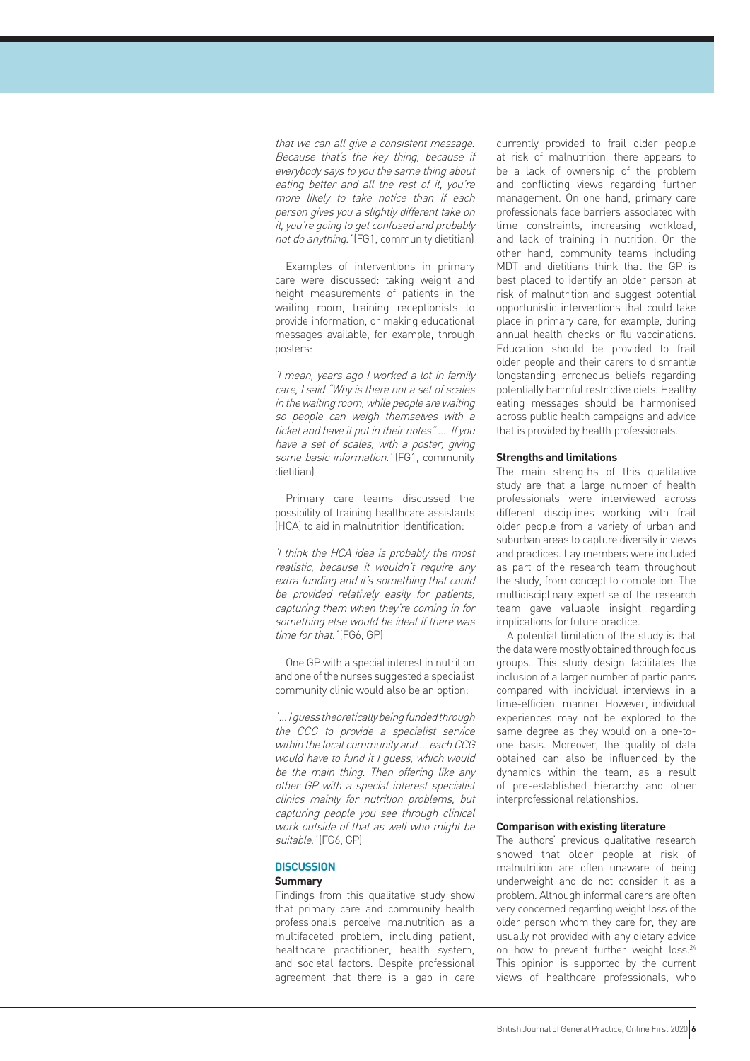*that we can all give a consistent message. Because that's the key thing, because if everybody says to you the same thing about eating better and all the rest of it, you're more likely to take notice than if each person gives you a slightly different take on it, you're going to get confused and probably not do anything.'* (FG1, community dietitian)

Examples of interventions in primary care were discussed: taking weight and height measurements of patients in the waiting room, training receptionists to provide information, or making educational messages available, for example, through posters:

*'I mean, years ago I worked a lot in family care, I said "Why is there not a set of scales in the waiting room, while people are waiting so people can weigh themselves with a ticket and have it put in their notes" .... If you have a set of scales, with a poster, giving some basic information.'* (FG1, community dietitian)

Primary care teams discussed the possibility of training healthcare assistants (HCA) to aid in malnutrition identification:

*'I think the HCA idea is probably the most realistic, because it wouldn't require any extra funding and it's something that could be provided relatively easily for patients, capturing them when they're coming in for something else would be ideal if there was time for that.'* (FG6, GP)

One GP with a special interest in nutrition and one of the nurses suggested a specialist community clinic would also be an option:

*'... I guess theoretically being funded through the CCG to provide a specialist service within the local community and ... each CCG would have to fund it I guess, which would be the main thing. Then offering like any other GP with a special interest specialist clinics mainly for nutrition problems, but capturing people you see through clinical work outside of that as well who might be suitable.'* (FG6, GP)

## DISCUSSION

### Summary

Findings from this qualitative study show that primary care and community health professionals perceive malnutrition as a multifaceted problem, including patient, healthcare practitioner, health system, and societal factors. Despite professional agreement that there is a gap in care currently provided to frail older people at risk of malnutrition, there appears to be a lack of ownership of the problem and conflicting views regarding further management. On one hand, primary care professionals face barriers associated with time constraints, increasing workload, and lack of training in nutrition. On the other hand, community teams including MDT and dietitians think that the GP is best placed to identify an older person at risk of malnutrition and suggest potential opportunistic interventions that could take place in primary care, for example, during annual health checks or flu vaccinations. Education should be provided to frail older people and their carers to dismantle longstanding erroneous beliefs regarding potentially harmful restrictive diets. Healthy eating messages should be harmonised across public health campaigns and advice that is provided by health professionals.

### Strengths and limitations

The main strengths of this qualitative study are that a large number of health professionals were interviewed across different disciplines working with frail older people from a variety of urban and suburban areas to capture diversity in views and practices. Lay members were included as part of the research team throughout the study, from concept to completion. The multidisciplinary expertise of the research team gave valuable insight regarding implications for future practice.

A potential limitation of the study is that the data were mostly obtained through focus groups. This study design facilitates the inclusion of a larger number of participants compared with individual interviews in a time-efficient manner. However, individual experiences may not be explored to the same degree as they would on a one-to-one basis. Moreover, the quality of data obtained can also be influenced by the dynamics within the team, as a result of pre-established hierarchy and other interprofessional relationships.

### Comparison with existing literature

The authors' previous qualitative research showed that older people at risk of malnutrition are often unaware of being underweight and do not consider it as a problem. Although informal carers are often very concerned regarding weight loss of the older person whom they care for, they are usually not provided with any dietary advice on how to prevent further weight loss.[24] This opinion is supported by the current views of healthcare professionals, who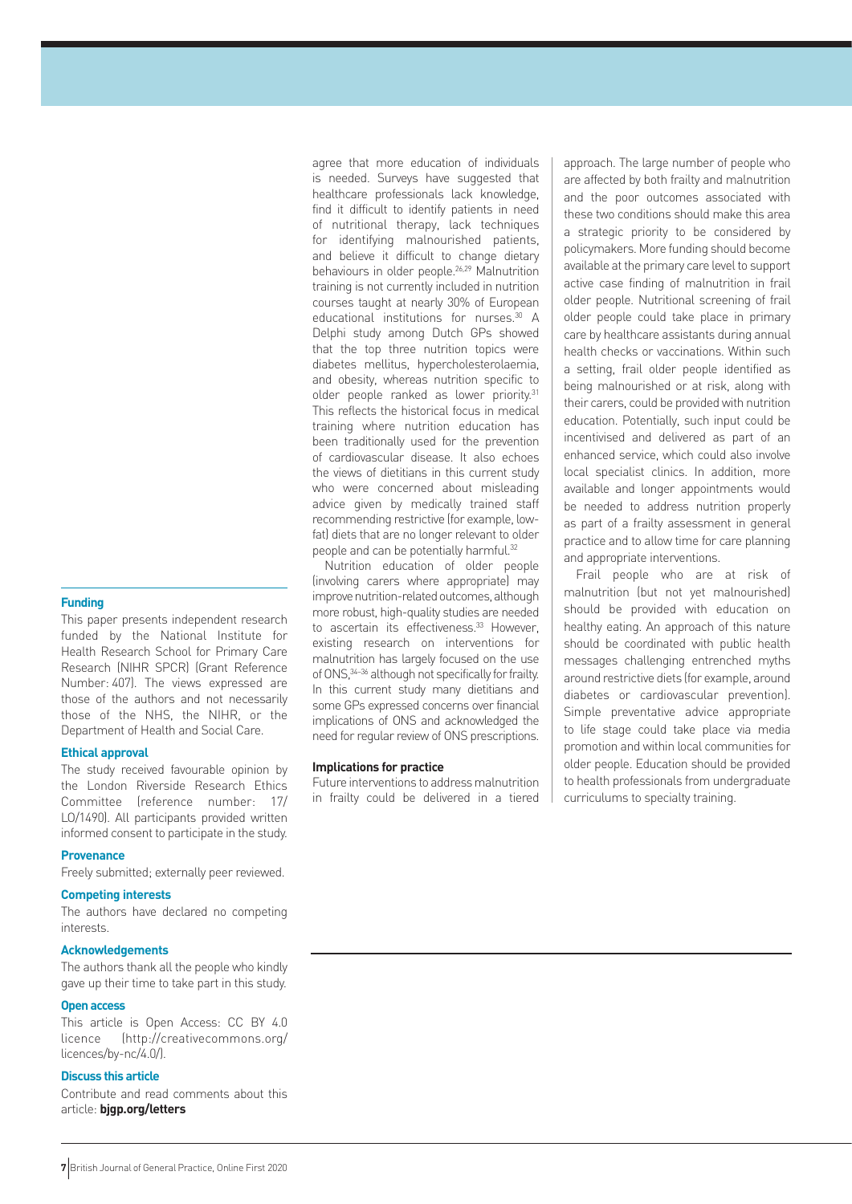agree that more education of individuals is needed. Surveys have suggested that healthcare professionals lack knowledge, find it difficult to identify patients in need of nutritional therapy, lack techniques for identifying malnourished patients, and believe it difficult to change dietary behaviours in older people.[26,29] Malnutrition training is not currently included in nutrition courses taught at nearly 30% of European educational institutions for nurses.[30] A Delphi study among Dutch GPs showed that the top three nutrition topics were diabetes mellitus, hypercholesterolaemia, and obesity, whereas nutrition specific to older people ranked as lower priority.[31] This reflects the historical focus in medical training where nutrition education has been traditionally used for the prevention of cardiovascular disease. It also echoes the views of dietitians in this current study who were concerned about misleading advice given by medically trained staff recommending restrictive (for example, low-fat) diets that are no longer relevant to older people and can be potentially harmful.[32]

Nutrition education of older people (involving carers where appropriate) may improve nutrition-related outcomes, although more robust, high-quality studies are needed to ascertain its effectiveness.[33] However, existing research on interventions for malnutrition has largely focused on the use of ONS,[34–36] although not specifically for frailty. In this current study many dietitians and some GPs expressed concerns over financial implications of ONS and acknowledged the need for regular review of ONS prescriptions.

### Implications for practice

Future interventions to address malnutrition in frailty could be delivered in a tiered approach. The large number of people who are affected by both frailty and malnutrition and the poor outcomes associated with these two conditions should make this area a strategic priority to be considered by policymakers. More funding should become available at the primary care level to support active case finding of malnutrition in frail older people. Nutritional screening of frail older people could take place in primary care by healthcare assistants during annual health checks or vaccinations. Within such a setting, frail older people identified as being malnourished or at risk, along with their carers, could be provided with nutrition education. Potentially, such input could be incentivised and delivered as part of an enhanced service, which could also involve local specialist clinics. In addition, more available and longer appointments would be needed to address nutrition properly as part of a frailty assessment in general practice and to allow time for care planning and appropriate interventions.

Frail people who are at risk of malnutrition (but not yet malnourished) should be provided with education on healthy eating. An approach of this nature should be coordinated with public health messages challenging entrenched myths around restrictive diets (for example, around diabetes or cardiovascular prevention). Simple preventative advice appropriate to life stage could take place via media promotion and within local communities for older people. Education should be provided to health professionals from undergraduate curriculums to specialty training.

#### Funding

This paper presents independent research funded by the National Institute for Health Research School for Primary Care Research (NIHR SPCR) (Grant Reference Number: 407). The views expressed are those of the authors and not necessarily those of the NHS, the NIHR, or the Department of Health and Social Care.

#### Ethical approval

The study received favourable opinion by the London Riverside Research Ethics Committee (reference number: 17/LO/1490). All participants provided written informed consent to participate in the study.

#### Provenance

Freely submitted; externally peer reviewed.

#### Competing interests

The authors have declared no competing interests.

#### Acknowledgements

The authors thank all the people who kindly gave up their time to take part in this study.

#### Open access

This article is Open Access: CC BY 4.0 licence (http://creativecommons.org/licences/by-nc/4.0/).

#### Discuss this article

Contribute and read comments about this article: **bjgp.org/letters**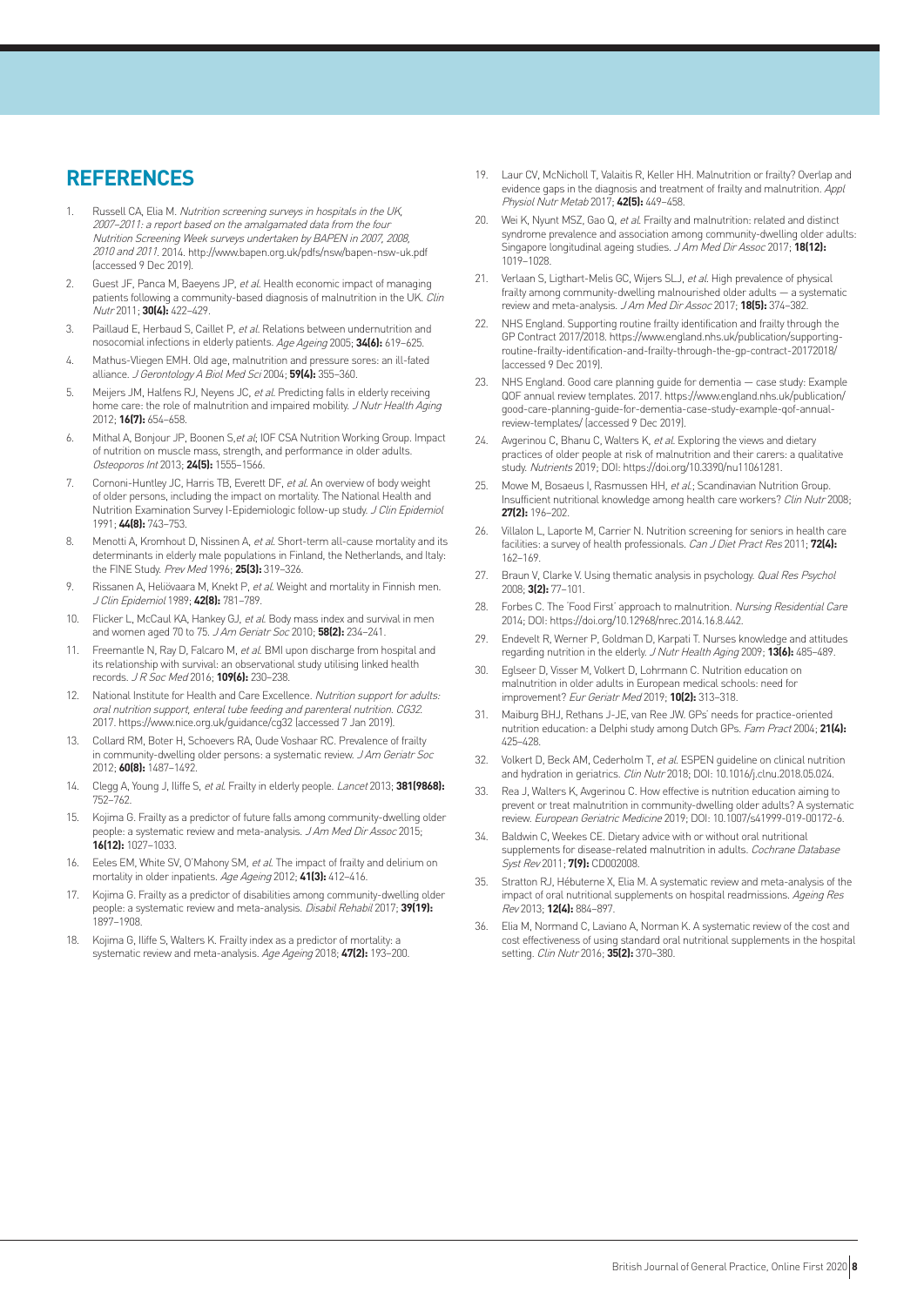## REFERENCES

1. Russell CA, Elia M. *Nutrition screening surveys in hospitals in the UK, 2007–2011: a report based on the amalgamated data from the four Nutrition Screening Week surveys undertaken by BAPEN in 2007, 2008, 2010 and 2011.* 2014. http://www.bapen.org.uk/pdfs/nsw/bapen-nsw-uk.pdf (accessed 9 Dec 2019).
2. Guest JF, Panca M, Baeyens JP, *et al.* Health economic impact of managing patients following a community-based diagnosis of malnutrition in the UK. *Clin Nutr* 2011; **30(4):** 422–429.
3. Paillaud E, Herbaud S, Caillet P, *et al.* Relations between undernutrition and nosocomial infections in elderly patients. *Age Ageing* 2005; **34(6):** 619–625.
4. Mathus-Vliegen EMH. Old age, malnutrition and pressure sores: an ill-fated alliance. *J Gerontology A Biol Med Sci* 2004; **59(4):** 355–360.
5. Meijers JM, Halfens RJ, Neyens JC, *et al.* Predicting falls in elderly receiving home care: the role of malnutrition and impaired mobility. *J Nutr Health Aging* 2012; **16(7):** 654–658.
6. Mithal A, Bonjour JP, Boonen S,*et al*; IOF CSA Nutrition Working Group. Impact of nutrition on muscle mass, strength, and performance in older adults. *Osteoporos Int* 2013; **24(5):** 1555–1566.
7. Cornoni-Huntley JC, Harris TB, Everett DF, *et al.* An overview of body weight of older persons, including the impact on mortality. The National Health and Nutrition Examination Survey I-Epidemiologic follow-up study. *J Clin Epidemiol* 1991; **44(8):** 743–753.
8. Menotti A, Kromhout D, Nissinen A, *et al.* Short-term all-cause mortality and its determinants in elderly male populations in Finland, the Netherlands, and Italy: the FINE Study. *Prev Med* 1996; **25(3):** 319–326.
9. Rissanen A, Heliövaara M, Knekt P, *et al.* Weight and mortality in Finnish men. *J Clin Epidemiol* 1989; **42(8):** 781–789.
10. Flicker L, McCaul KA, Hankey GJ, *et al.* Body mass index and survival in men and women aged 70 to 75. *J Am Geriatr Soc* 2010; **58(2):** 234–241.
11. Freemantle N, Ray D, Falcaro M, *et al.* BMI upon discharge from hospital and its relationship with survival: an observational study utilising linked health records. *J R Soc Med* 2016; **109(6):** 230–238.
12. National Institute for Health and Care Excellence. *Nutrition support for adults: oral nutrition support, enteral tube feeding and parenteral nutrition. CG32.* 2017. https://www.nice.org.uk/guidance/cg32 (accessed 7 Jan 2019).
13. Collard RM, Boter H, Schoevers RA, Oude Voshaar RC. Prevalence of frailty in community-dwelling older persons: a systematic review. *J Am Geriatr Soc* 2012; **60(8):** 1487–1492.
14. Clegg A, Young J, Iliffe S, *et al.* Frailty in elderly people. *Lancet* 2013; **381(9868):** 752–762.
15. Kojima G. Frailty as a predictor of future falls among community-dwelling older people: a systematic review and meta-analysis. *J Am Med Dir Assoc* 2015; **16(12):** 1027–1033.
16. Eeles EM, White SV, O'Mahony SM, *et al.* The impact of frailty and delirium on mortality in older inpatients. *Age Ageing* 2012; **41(3):** 412–416.
17. Kojima G. Frailty as a predictor of disabilities among community-dwelling older people: a systematic review and meta-analysis. *Disabil Rehabil* 2017; **39(19):** 1897–1908.
18. Kojima G, Iliffe S, Walters K. Frailty index as a predictor of mortality: a systematic review and meta-analysis. *Age Ageing* 2018; **47(2):** 193–200.
19. Laur CV, McNicholl T, Valaitis R, Keller HH. Malnutrition or frailty? Overlap and evidence gaps in the diagnosis and treatment of frailty and malnutrition. *Appl Physiol Nutr Metab* 2017; **42(5):** 449–458.
20. Wei K, Nyunt MSZ, Gao Q, *et al.* Frailty and malnutrition: related and distinct syndrome prevalence and association among community-dwelling older adults: Singapore longitudinal ageing studies. *J Am Med Dir Assoc* 2017; **18(12):** 1019–1028.
21. Verlaan S, Ligthart-Melis GC, Wijers SLJ, *et al.* High prevalence of physical frailty among community-dwelling malnourished older adults — a systematic review and meta-analysis. *J Am Med Dir Assoc* 2017; **18(5):** 374–382.
22. NHS England. Supporting routine frailty identification and frailty through the GP Contract 2017/2018. https://www.england.nhs.uk/publication/supporting-routine-frailty-identification-and-frailty-through-the-gp-contract-20172018/ (accessed 9 Dec 2019).
23. NHS England. Good care planning guide for dementia — case study: Example QOF annual review templates. 2017. https://www.england.nhs.uk/publication/good-care-planning-guide-for-dementia-case-study-example-qof-annual-review-templates/ (accessed 9 Dec 2019).
24. Avgerinou C, Bhanu C, Walters K, *et al.* Exploring the views and dietary practices of older people at risk of malnutrition and their carers: a qualitative study. *Nutrients* 2019; DOI: https://doi.org/10.3390/nu11061281.
25. Mowe M, Bosaeus I, Rasmussen HH, *et al.*; Scandinavian Nutrition Group. Insufficient nutritional knowledge among health care workers? *Clin Nutr* 2008; **27(2):** 196–202.
26. Villalon L, Laporte M, Carrier N. Nutrition screening for seniors in health care facilities: a survey of health professionals. *Can J Diet Pract Res* 2011; **72(4):** 162–169.
27. Braun V, Clarke V. Using thematic analysis in psychology. *Qual Res Psychol* 2008; **3(2):** 77–101.
28. Forbes C. The 'Food First' approach to malnutrition. *Nursing Residential Care* 2014; DOI: https://doi.org/10.12968/nrec.2014.16.8.442.
29. Endevelt R, Werner P, Goldman D, Karpati T. Nurses knowledge and attitudes regarding nutrition in the elderly. *J Nutr Health Aging* 2009; **13(6):** 485–489.
30. Eglseer D, Visser M, Volkert D, Lohrmann C. Nutrition education on malnutrition in older adults in European medical schools: need for improvement? *Eur Geriatr Med* 2019; **10(2):** 313–318.
31. Maiburg BHJ, Rethans J-JE, van Ree JW. GPs' needs for practice-oriented nutrition education: a Delphi study among Dutch GPs. *Fam Pract* 2004; **21(4):** 425–428.
32. Volkert D, Beck AM, Cederholm T, *et al.* ESPEN guideline on clinical nutrition and hydration in geriatrics. *Clin Nutr* 2018; DOI: 10.1016/j.clnu.2018.05.024.
33. Rea J, Walters K, Avgerinou C. How effective is nutrition education aiming to prevent or treat malnutrition in community-dwelling older adults? A systematic review. *European Geriatric Medicine* 2019; DOI: 10.1007/s41999-019-00172-6.
34. Baldwin C, Weekes CE. Dietary advice with or without oral nutritional supplements for disease-related malnutrition in adults. *Cochrane Database Syst Rev* 2011; **7(9):** CD002008.
35. Stratton RJ, Hébuterne X, Elia M. A systematic review and meta-analysis of the impact of oral nutritional supplements on hospital readmissions. *Ageing Res Rev* 2013; **12(4):** 884–897.
36. Elia M, Normand C, Laviano A, Norman K. A systematic review of the cost and cost effectiveness of using standard oral nutritional supplements in the hospital setting. *Clin Nutr* 2016; **35(2):** 370–380.